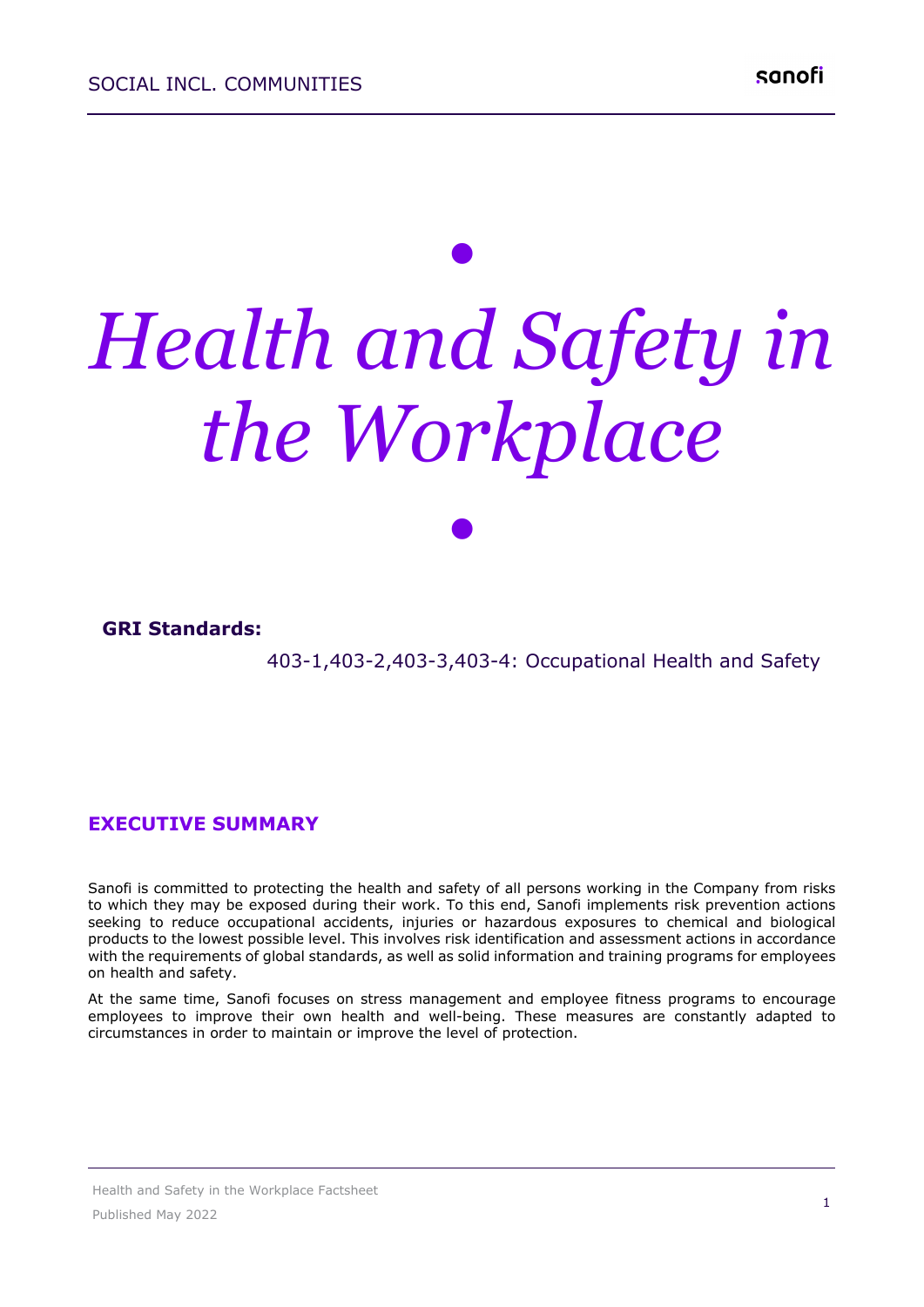# *Health and Safety in the Workplace*

**GRI Standards:**

403-1,403-2,403-3,403-4: Occupational Health and Safety

## EXECUTIVE SUMMARY

Sanofi is committed to protecting the health and safety of all persons working in the Company from risks to which they may be exposed during their work. To this end, Sanofi implements risk prevention actions seeking to reduce occupational accidents, injuries or hazardous exposures to chemical and biological products to the lowest possible level. This involves risk identification and assessment actions in accordance with the requirements of global standards, as well as solid information and training programs for employees on health and safety.

At the same time, Sanofi focuses on stress management and employee fitness programs to encourage employees to improve their own health and well-being. These measures are constantly adapted to circumstances in order to maintain or improve the level of protection.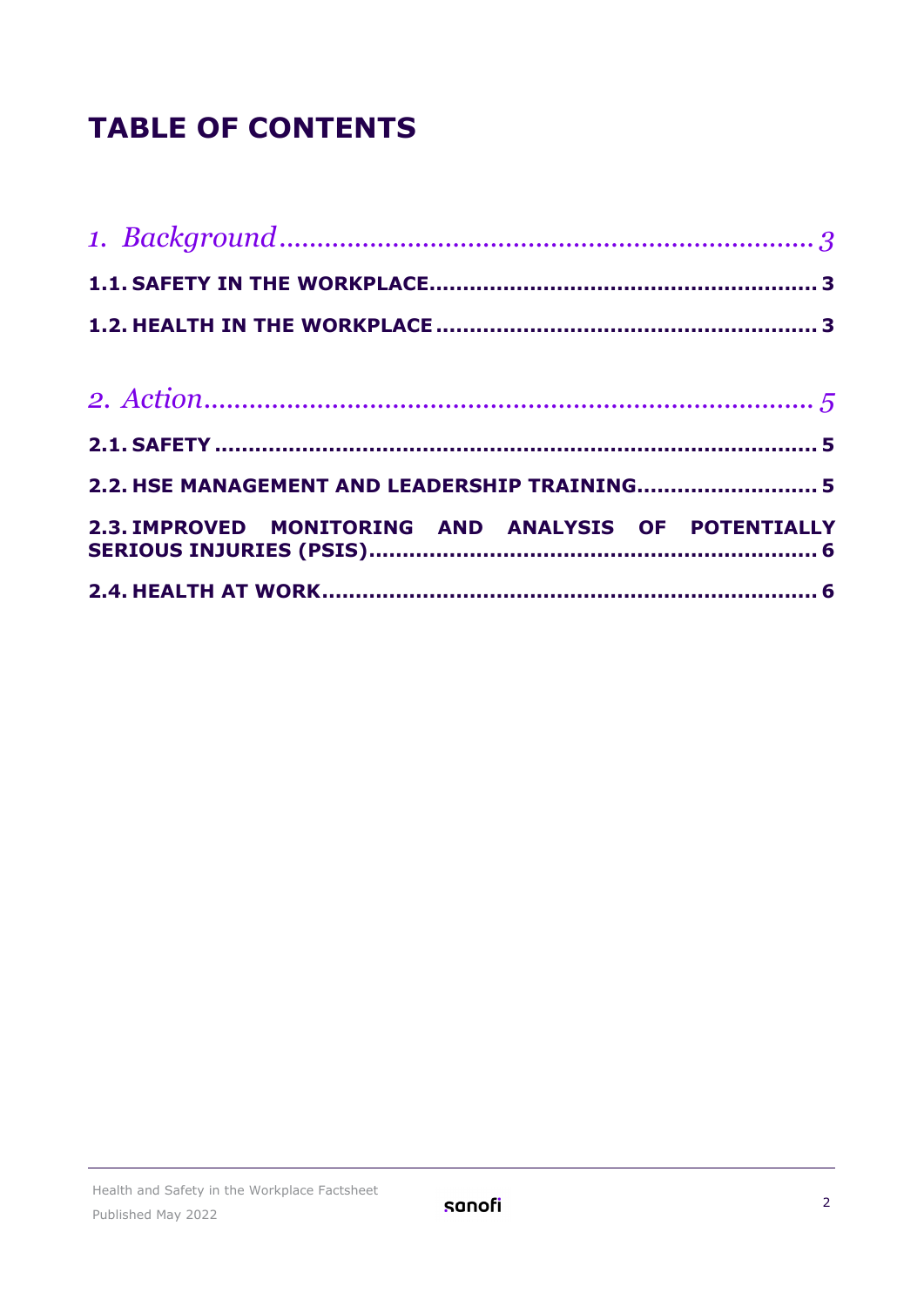# TABLE OF CONTENTS

*1. Background* ........................................................... *3*

**1.1. SAFETY IN THE WORKPLACE** ........................................... **3**

**1.2. HEALTH IN THE WORKPLACE** ........................................... **3**

*2. Action* ................................................................... *5*

**2.1. SAFETY** ............................................................. **5**

**2.2. HSE MANAGEMENT AND LEADERSHIP TRAINING** ............................. **5**

**2.3. IMPROVED MONITORING AND ANALYSIS OF POTENTIALLY SERIOUS INJURIES (PSIS)** ... **6**

**2.4. HEALTH AT WORK** ..................................................... **6**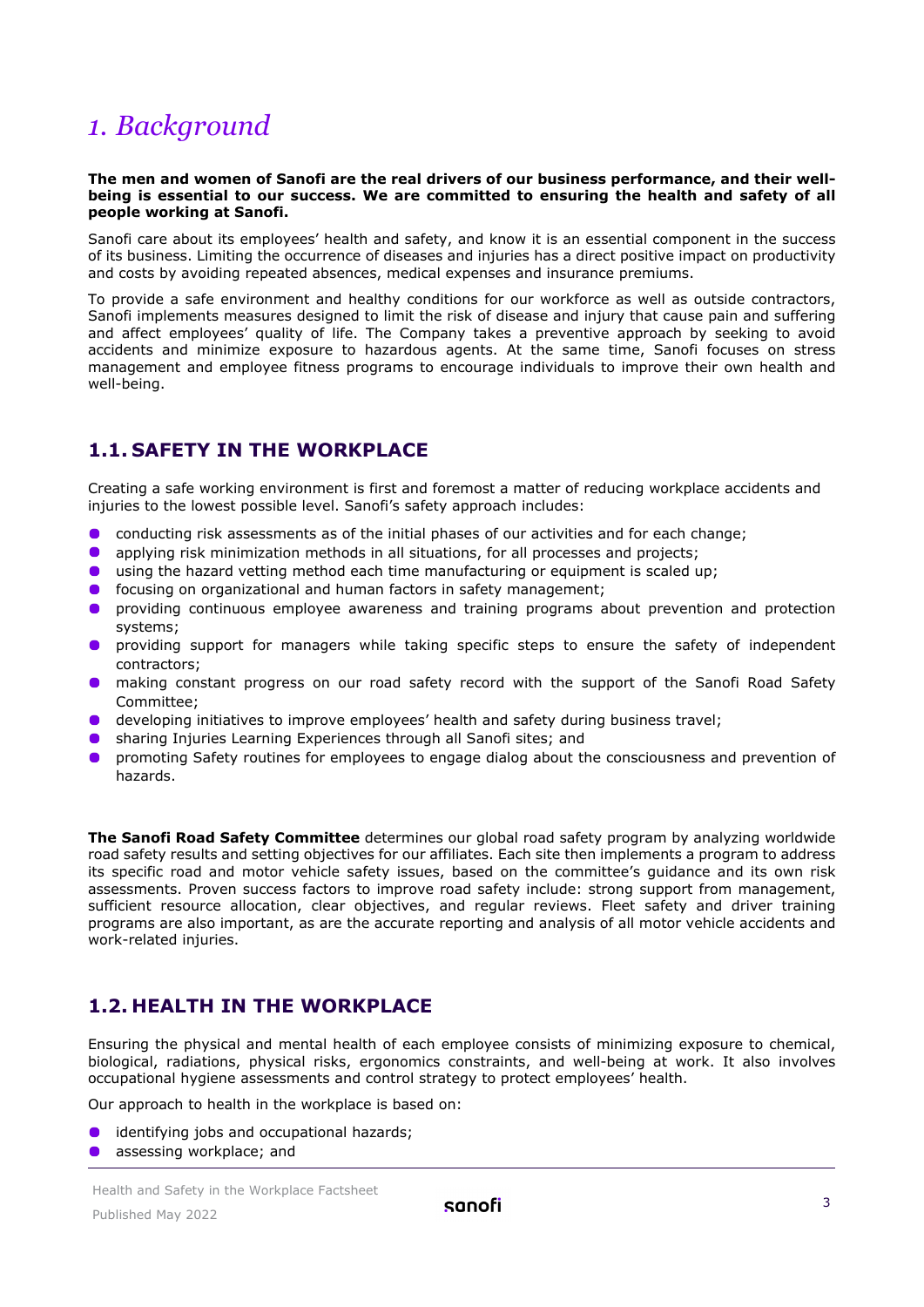# *1. Background*

**The men and women of Sanofi are the real drivers of our business performance, and their well-being is essential to our success. We are committed to ensuring the health and safety of all people working at Sanofi.**

Sanofi care about its employees' health and safety, and know it is an essential component in the success of its business. Limiting the occurrence of diseases and injuries has a direct positive impact on productivity and costs by avoiding repeated absences, medical expenses and insurance premiums.

To provide a safe environment and healthy conditions for our workforce as well as outside contractors, Sanofi implements measures designed to limit the risk of disease and injury that cause pain and suffering and affect employees' quality of life. The Company takes a preventive approach by seeking to avoid accidents and minimize exposure to hazardous agents. At the same time, Sanofi focuses on stress management and employee fitness programs to encourage individuals to improve their own health and well-being.

## 1.1. SAFETY IN THE WORKPLACE

Creating a safe working environment is first and foremost a matter of reducing workplace accidents and injuries to the lowest possible level. Sanofi's safety approach includes:

- conducting risk assessments as of the initial phases of our activities and for each change;
- applying risk minimization methods in all situations, for all processes and projects;
- using the hazard vetting method each time manufacturing or equipment is scaled up;
- focusing on organizational and human factors in safety management;
- providing continuous employee awareness and training programs about prevention and protection systems;
- providing support for managers while taking specific steps to ensure the safety of independent contractors;
- making constant progress on our road safety record with the support of the Sanofi Road Safety Committee;
- developing initiatives to improve employees' health and safety during business travel;
- sharing Injuries Learning Experiences through all Sanofi sites; and
- promoting Safety routines for employees to engage dialog about the consciousness and prevention of hazards.

**The Sanofi Road Safety Committee** determines our global road safety program by analyzing worldwide road safety results and setting objectives for our affiliates. Each site then implements a program to address its specific road and motor vehicle safety issues, based on the committee's guidance and its own risk assessments. Proven success factors to improve road safety include: strong support from management, sufficient resource allocation, clear objectives, and regular reviews. Fleet safety and driver training programs are also important, as are the accurate reporting and analysis of all motor vehicle accidents and work-related injuries.

## 1.2. HEALTH IN THE WORKPLACE

Ensuring the physical and mental health of each employee consists of minimizing exposure to chemical, biological, radiations, physical risks, ergonomics constraints, and well-being at work. It also involves occupational hygiene assessments and control strategy to protect employees' health.

Our approach to health in the workplace is based on:

- identifying jobs and occupational hazards;
- assessing workplace; and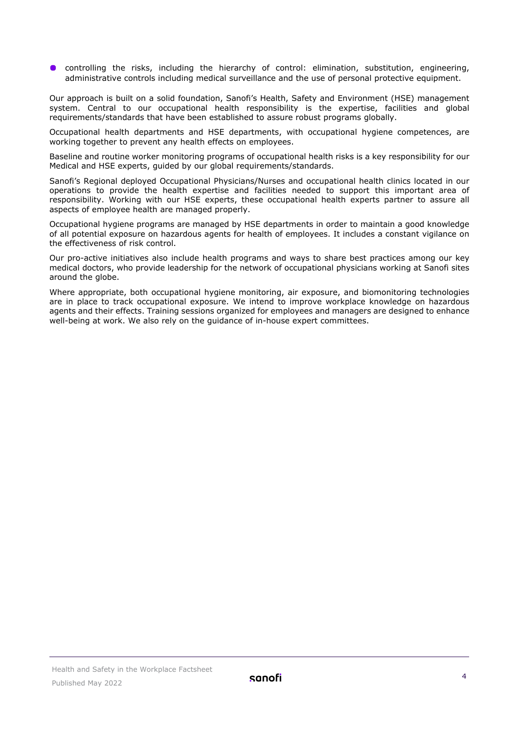- controlling the risks, including the hierarchy of control: elimination, substitution, engineering, administrative controls including medical surveillance and the use of personal protective equipment.

Our approach is built on a solid foundation, Sanofi's Health, Safety and Environment (HSE) management system. Central to our occupational health responsibility is the expertise, facilities and global requirements/standards that have been established to assure robust programs globally.

Occupational health departments and HSE departments, with occupational hygiene competences, are working together to prevent any health effects on employees.

Baseline and routine worker monitoring programs of occupational health risks is a key responsibility for our Medical and HSE experts, guided by our global requirements/standards.

Sanofi's Regional deployed Occupational Physicians/Nurses and occupational health clinics located in our operations to provide the health expertise and facilities needed to support this important area of responsibility. Working with our HSE experts, these occupational health experts partner to assure all aspects of employee health are managed properly.

Occupational hygiene programs are managed by HSE departments in order to maintain a good knowledge of all potential exposure on hazardous agents for health of employees. It includes a constant vigilance on the effectiveness of risk control.

Our pro-active initiatives also include health programs and ways to share best practices among our key medical doctors, who provide leadership for the network of occupational physicians working at Sanofi sites around the globe.

Where appropriate, both occupational hygiene monitoring, air exposure, and biomonitoring technologies are in place to track occupational exposure. We intend to improve workplace knowledge on hazardous agents and their effects. Training sessions organized for employees and managers are designed to enhance well-being at work. We also rely on the guidance of in-house expert committees.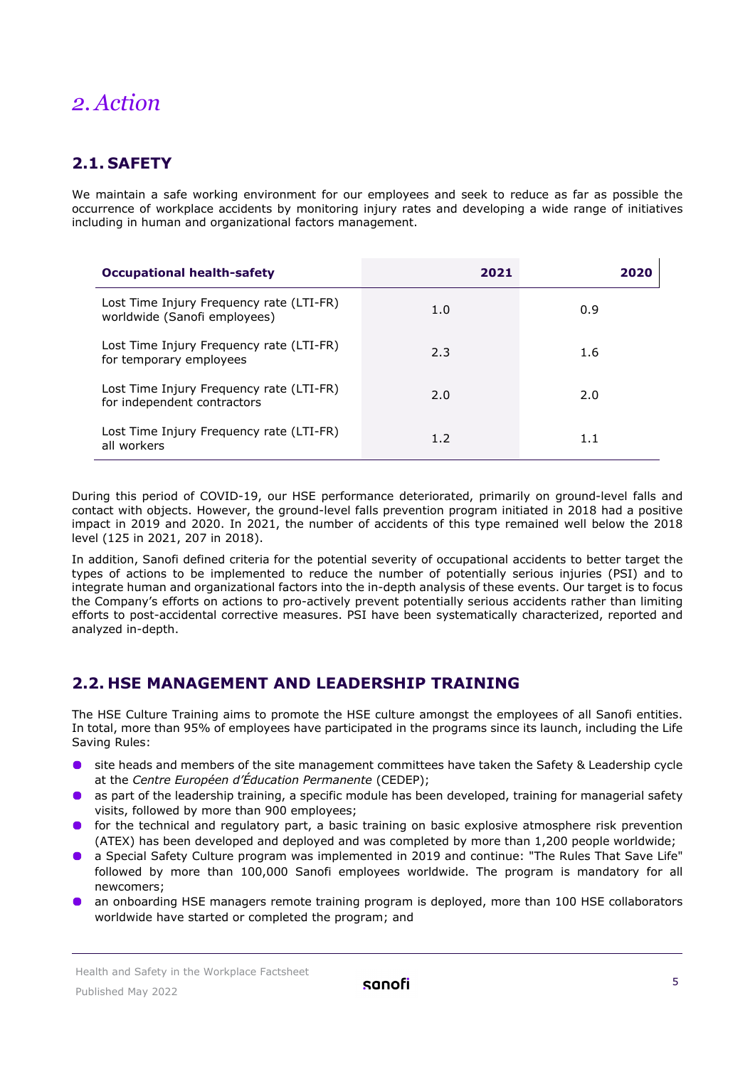# *2. Action*

## 2.1. SAFETY

We maintain a safe working environment for our employees and seek to reduce as far as possible the occurrence of workplace accidents by monitoring injury rates and developing a wide range of initiatives including in human and organizational factors management.

| Occupational health-safety | 2021 | 2020 |
|---|---|---|
| Lost Time Injury Frequency rate (LTI-FR) worldwide (Sanofi employees) | 1.0 | 0.9 |
| Lost Time Injury Frequency rate (LTI-FR) for temporary employees | 2.3 | 1.6 |
| Lost Time Injury Frequency rate (LTI-FR) for independent contractors | 2.0 | 2.0 |
| Lost Time Injury Frequency rate (LTI-FR) all workers | 1.2 | 1.1 |

During this period of COVID-19, our HSE performance deteriorated, primarily on ground-level falls and contact with objects. However, the ground-level falls prevention program initiated in 2018 had a positive impact in 2019 and 2020. In 2021, the number of accidents of this type remained well below the 2018 level (125 in 2021, 207 in 2018).

In addition, Sanofi defined criteria for the potential severity of occupational accidents to better target the types of actions to be implemented to reduce the number of potentially serious injuries (PSI) and to integrate human and organizational factors into the in-depth analysis of these events. Our target is to focus the Company's efforts on actions to pro-actively prevent potentially serious accidents rather than limiting efforts to post-accidental corrective measures. PSI have been systematically characterized, reported and analyzed in-depth.

## 2.2. HSE MANAGEMENT AND LEADERSHIP TRAINING

The HSE Culture Training aims to promote the HSE culture amongst the employees of all Sanofi entities. In total, more than 95% of employees have participated in the programs since its launch, including the Life Saving Rules:

- site heads and members of the site management committees have taken the Safety & Leadership cycle at the *Centre Européen d'Éducation Permanente* (CEDEP);
- as part of the leadership training, a specific module has been developed, training for managerial safety visits, followed by more than 900 employees;
- for the technical and regulatory part, a basic training on basic explosive atmosphere risk prevention (ATEX) has been developed and deployed and was completed by more than 1,200 people worldwide;
- a Special Safety Culture program was implemented in 2019 and continue: "The Rules That Save Life" followed by more than 100,000 Sanofi employees worldwide. The program is mandatory for all newcomers;
- an onboarding HSE managers remote training program is deployed, more than 100 HSE collaborators worldwide have started or completed the program; and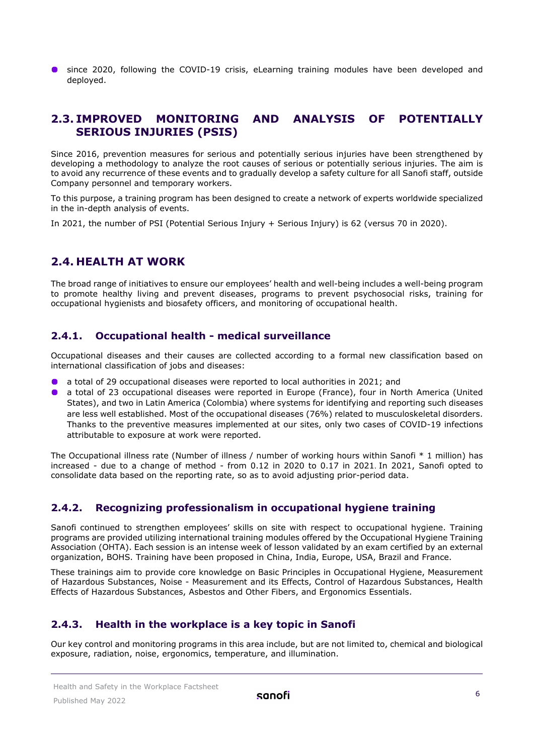- since 2020, following the COVID-19 crisis, eLearning training modules have been developed and deployed.

## 2.3. IMPROVED MONITORING AND ANALYSIS OF POTENTIALLY SERIOUS INJURIES (PSIS)

Since 2016, prevention measures for serious and potentially serious injuries have been strengthened by developing a methodology to analyze the root causes of serious or potentially serious injuries. The aim is to avoid any recurrence of these events and to gradually develop a safety culture for all Sanofi staff, outside Company personnel and temporary workers.

To this purpose, a training program has been designed to create a network of experts worldwide specialized in the in-depth analysis of events.

In 2021, the number of PSI (Potential Serious Injury + Serious Injury) is 62 (versus 70 in 2020).

## 2.4. HEALTH AT WORK

The broad range of initiatives to ensure our employees' health and well-being includes a well-being program to promote healthy living and prevent diseases, programs to prevent psychosocial risks, training for occupational hygienists and biosafety officers, and monitoring of occupational health.

### 2.4.1. Occupational health - medical surveillance

Occupational diseases and their causes are collected according to a formal new classification based on international classification of jobs and diseases:

- a total of 29 occupational diseases were reported to local authorities in 2021; and
- a total of 23 occupational diseases were reported in Europe (France), four in North America (United States), and two in Latin America (Colombia) where systems for identifying and reporting such diseases are less well established. Most of the occupational diseases (76%) related to musculoskeletal disorders. Thanks to the preventive measures implemented at our sites, only two cases of COVID-19 infections attributable to exposure at work were reported.

The Occupational illness rate (Number of illness / number of working hours within Sanofi * 1 million) has increased - due to a change of method - from 0.12 in 2020 to 0.17 in 2021. In 2021, Sanofi opted to consolidate data based on the reporting rate, so as to avoid adjusting prior-period data.

### 2.4.2. Recognizing professionalism in occupational hygiene training

Sanofi continued to strengthen employees' skills on site with respect to occupational hygiene. Training programs are provided utilizing international training modules offered by the Occupational Hygiene Training Association (OHTA). Each session is an intense week of lesson validated by an exam certified by an external organization, BOHS. Training have been proposed in China, India, Europe, USA, Brazil and France.

These trainings aim to provide core knowledge on Basic Principles in Occupational Hygiene, Measurement of Hazardous Substances, Noise - Measurement and its Effects, Control of Hazardous Substances, Health Effects of Hazardous Substances, Asbestos and Other Fibers, and Ergonomics Essentials.

### 2.4.3. Health in the workplace is a key topic in Sanofi

Our key control and monitoring programs in this area include, but are not limited to, chemical and biological exposure, radiation, noise, ergonomics, temperature, and illumination.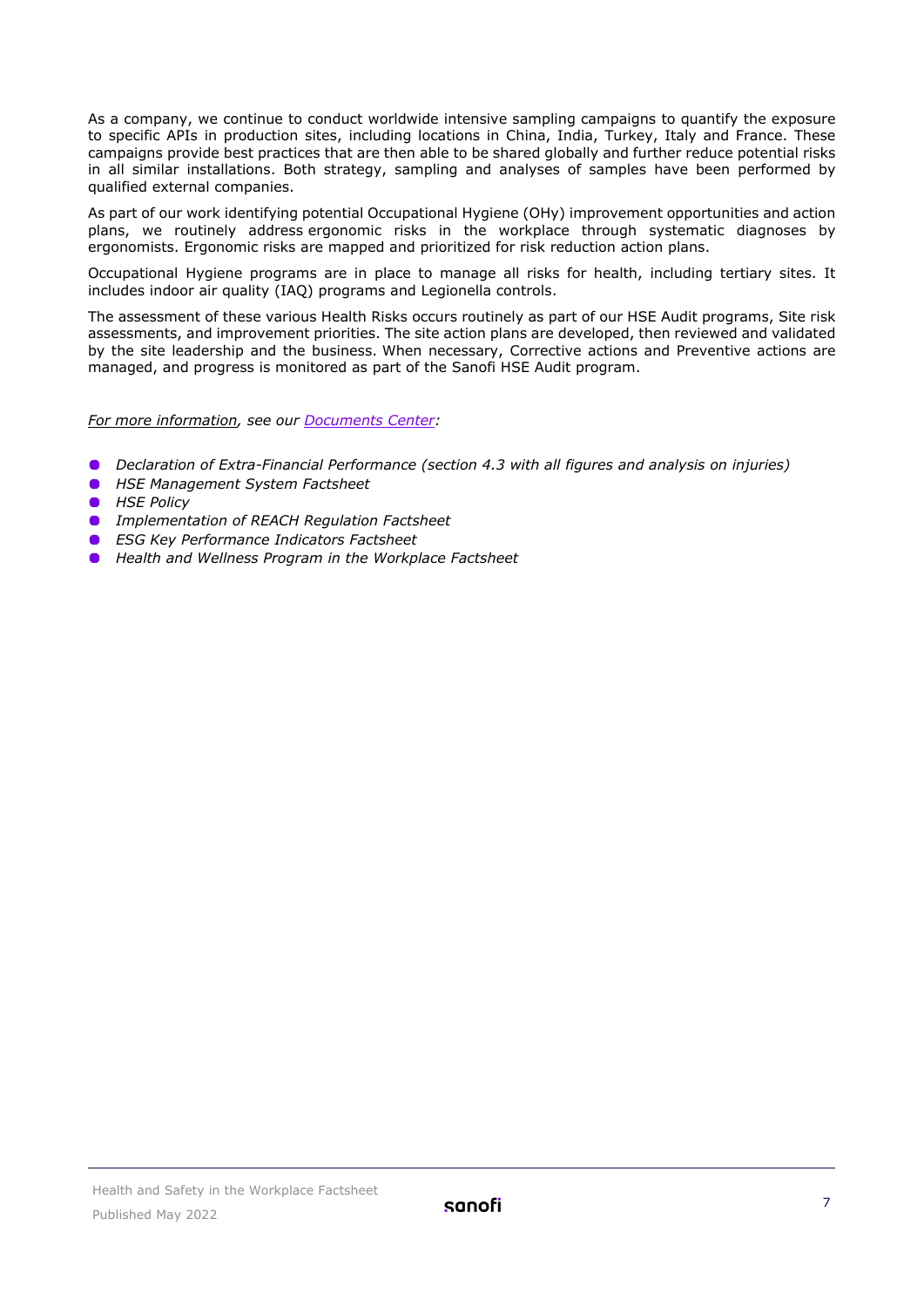As a company, we continue to conduct worldwide intensive sampling campaigns to quantify the exposure to specific APIs in production sites, including locations in China, India, Turkey, Italy and France. These campaigns provide best practices that are then able to be shared globally and further reduce potential risks in all similar installations. Both strategy, sampling and analyses of samples have been performed by qualified external companies.

As part of our work identifying potential Occupational Hygiene (OHy) improvement opportunities and action plans, we routinely address ergonomic risks in the workplace through systematic diagnoses by ergonomists. Ergonomic risks are mapped and prioritized for risk reduction action plans.

Occupational Hygiene programs are in place to manage all risks for health, including tertiary sites. It includes indoor air quality (IAQ) programs and Legionella controls.

The assessment of these various Health Risks occurs routinely as part of our HSE Audit programs, Site risk assessments, and improvement priorities. The site action plans are developed, then reviewed and validated by the site leadership and the business. When necessary, Corrective actions and Preventive actions are managed, and progress is monitored as part of the Sanofi HSE Audit program.

*For more information, see our Documents Center:*

- *Declaration of Extra-Financial Performance (section 4.3 with all figures and analysis on injuries)*
- *HSE Management System Factsheet*
- *HSE Policy*
- *Implementation of REACH Regulation Factsheet*
- *ESG Key Performance Indicators Factsheet*
- *Health and Wellness Program in the Workplace Factsheet*